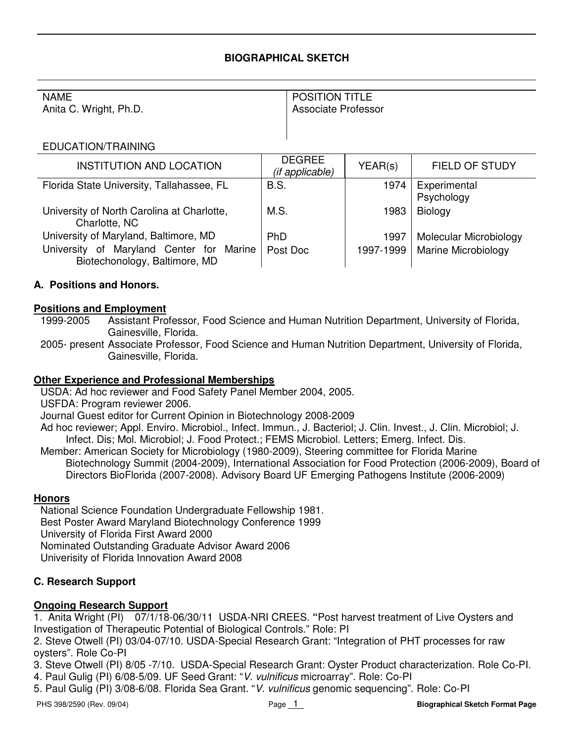## BIOGRAPHICAL SKETCH

| NAME | POSITION TITLE |
|---|---|
| Anita C. Wright, Ph.D. | Associate Professor |

EDUCATION/TRAINING

| INSTITUTION AND LOCATION | DEGREE *(if applicable)* | YEAR(s) | FIELD OF STUDY |
|---|---|---|---|
| Florida State University, Tallahassee, FL | B.S. | 1974 | Experimental Psychology |
| University of North Carolina at Charlotte, Charlotte, NC | M.S. | 1983 | Biology |
| University of Maryland, Baltimore, MD | PhD | 1997 | Molecular Microbiology |
| University of Maryland Center for Marine Biotechonology, Baltimore, MD | Post Doc | 1997-1999 | Marine Microbiology |

### A. Positions and Honors.

**Positions and Employment**

1999-2005 Assistant Professor, Food Science and Human Nutrition Department, University of Florida, Gainesville, Florida.

2005- present Associate Professor, Food Science and Human Nutrition Department, University of Florida, Gainesville, Florida.

**Other Experience and Professional Memberships**

USDA: Ad hoc reviewer and Food Safety Panel Member 2004, 2005.

USFDA: Program reviewer 2006.

Journal Guest editor for Current Opinion in Biotechnology 2008-2009

Ad hoc reviewer; Appl. Enviro. Microbiol., Infect. Immun., J. Bacteriol; J. Clin. Invest., J. Clin. Microbiol; J. Infect. Dis; Mol. Microbiol; J. Food Protect.; FEMS Microbiol. Letters; Emerg. Infect. Dis.

Member: American Society for Microbiology (1980-2009), Steering committee for Florida Marine Biotechnology Summit (2004-2009), International Association for Food Protection (2006-2009), Board of Directors BioFlorida (2007-2008). Advisory Board UF Emerging Pathogens Institute (2006-2009)

**Honors**

National Science Foundation Undergraduate Fellowship 1981.

Best Poster Award Maryland Biotechnology Conference 1999

University of Florida First Award 2000

Nominated Outstanding Graduate Advisor Award 2006

Univerisity of Florida Innovation Award 2008

### C. Research Support

**Ongoing Research Support**

1. Anita Wright (PI) 07/1/18-06/30/11 USDA-NRI CREES. **"**Post harvest treatment of Live Oysters and Investigation of Therapeutic Potential of Biological Controls." Role: PI
2. Steve Otwell (PI) 03/04-07/10. USDA-Special Research Grant: "Integration of PHT processes for raw oysters". Role Co-PI
3. Steve Otwell (PI) 8/05 -7/10. USDA-Special Research Grant: Oyster Product characterization. Role Co-PI.
4. Paul Gulig (PI) 6/08-5/09. UF Seed Grant: "*V. vulnificus* microarray". Role: Co-PI
5. Paul Gulig (PI) 3/08-6/08. Florida Sea Grant. "*V. vulnificus* genomic sequencing". Role: Co-PI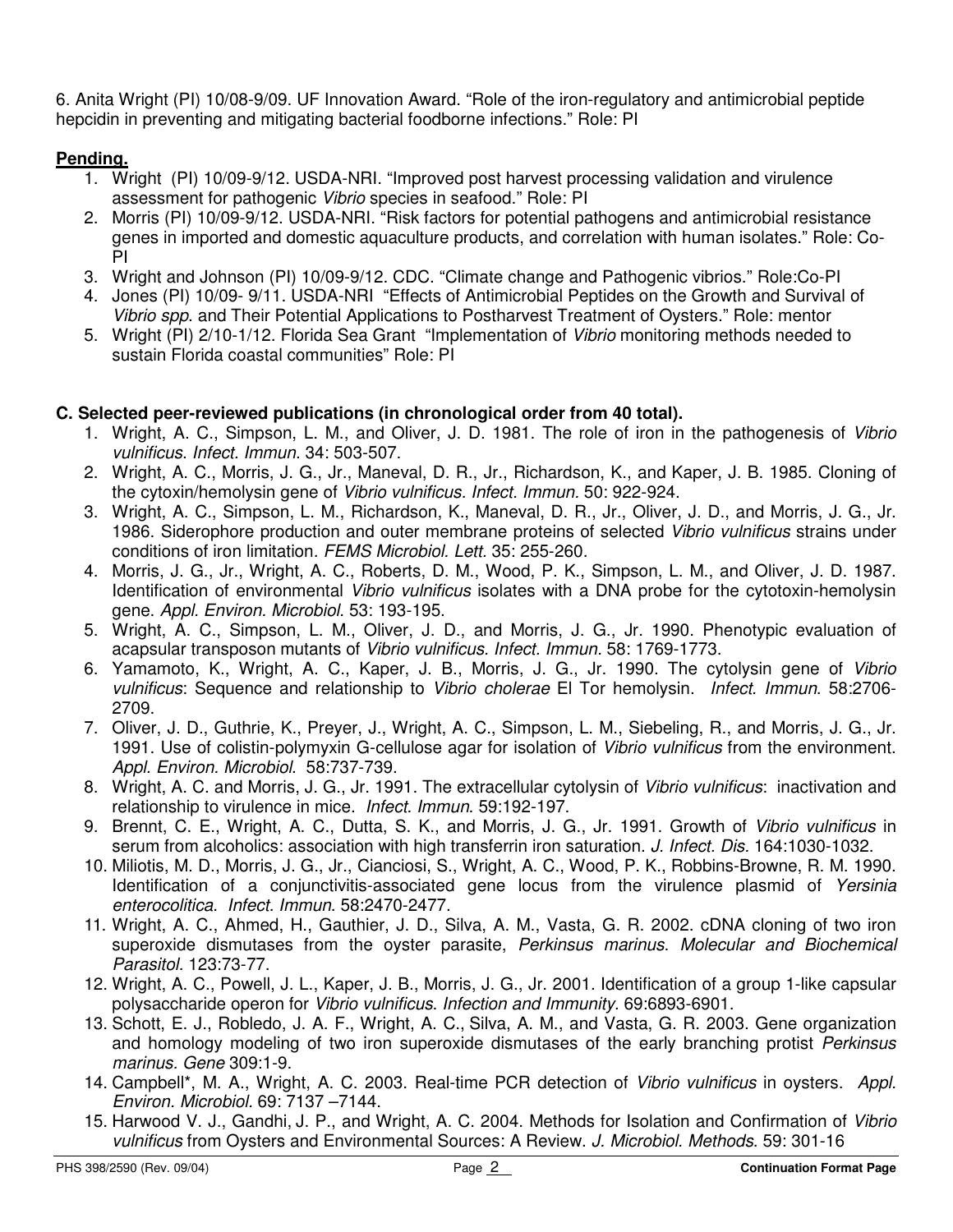6. Anita Wright (PI) 10/08-9/09. UF Innovation Award. "Role of the iron-regulatory and antimicrobial peptide hepcidin in preventing and mitigating bacterial foodborne infections." Role: PI

**Pending.**

1. Wright (PI) 10/09-9/12. USDA-NRI. "Improved post harvest processing validation and virulence assessment for pathogenic *Vibrio* species in seafood." Role: PI
2. Morris (PI) 10/09-9/12. USDA-NRI. "Risk factors for potential pathogens and antimicrobial resistance genes in imported and domestic aquaculture products, and correlation with human isolates." Role: Co-PI
3. Wright and Johnson (PI) 10/09-9/12. CDC. "Climate change and Pathogenic vibrios." Role:Co-PI
4. Jones (PI) 10/09- 9/11. USDA-NRI "Effects of Antimicrobial Peptides on the Growth and Survival of *Vibrio spp.* and Their Potential Applications to Postharvest Treatment of Oysters." Role: mentor
5. Wright (PI) 2/10-1/12. Florida Sea Grant "Implementation of *Vibrio* monitoring methods needed to sustain Florida coastal communities" Role: PI

**C. Selected peer-reviewed publications (in chronological order from 40 total).**

1. Wright, A. C., Simpson, L. M., and Oliver, J. D. 1981. The role of iron in the pathogenesis of *Vibrio vulnificus*. *Infect. Immun.* 34: 503-507.
2. Wright, A. C., Morris, J. G., Jr., Maneval, D. R., Jr., Richardson, K., and Kaper, J. B. 1985. Cloning of the cytoxin/hemolysin gene of *Vibrio vulnificus. Infect. Immun.* 50: 922-924.
3. Wright, A. C., Simpson, L. M., Richardson, K., Maneval, D. R., Jr., Oliver, J. D., and Morris, J. G., Jr. 1986. Siderophore production and outer membrane proteins of selected *Vibrio vulnificus* strains under conditions of iron limitation. *FEMS Microbiol. Lett.* 35: 255-260.
4. Morris, J. G., Jr., Wright, A. C., Roberts, D. M., Wood, P. K., Simpson, L. M., and Oliver, J. D. 1987. Identification of environmental *Vibrio vulnificus* isolates with a DNA probe for the cytotoxin-hemolysin gene. *Appl. Environ. Microbiol.* 53: 193-195.
5. Wright, A. C., Simpson, L. M., Oliver, J. D., and Morris, J. G., Jr. 1990. Phenotypic evaluation of acapsular transposon mutants of *Vibrio vulnificus. Infect. Immun.* 58: 1769-1773.
6. Yamamoto, K., Wright, A. C., Kaper, J. B., Morris, J. G., Jr. 1990. The cytolysin gene of *Vibrio vulnificus*: Sequence and relationship to *Vibrio cholerae* El Tor hemolysin. *Infect. Immun.* 58:2706-2709.
7. Oliver, J. D., Guthrie, K., Preyer, J., Wright, A. C., Simpson, L. M., Siebeling, R., and Morris, J. G., Jr. 1991. Use of colistin-polymyxin G-cellulose agar for isolation of *Vibrio vulnificus* from the environment. *Appl. Environ. Microbiol.* 58:737-739.
8. Wright, A. C. and Morris, J. G., Jr. 1991. The extracellular cytolysin of *Vibrio vulnificus*: inactivation and relationship to virulence in mice. *Infect. Immun.* 59:192-197.
9. Brennt, C. E., Wright, A. C., Dutta, S. K., and Morris, J. G., Jr. 1991. Growth of *Vibrio vulnificus* in serum from alcoholics: association with high transferrin iron saturation. *J. Infect. Dis.* 164:1030-1032.
10. Miliotis, M. D., Morris, J. G., Jr., Cianciosi, S., Wright, A. C., Wood, P. K., Robbins-Browne, R. M. 1990. Identification of a conjunctivitis-associated gene locus from the virulence plasmid of *Yersinia enterocolitica*. *Infect. Immun.* 58:2470-2477.
11. Wright, A. C., Ahmed, H., Gauthier, J. D., Silva, A. M., Vasta, G. R. 2002. cDNA cloning of two iron superoxide dismutases from the oyster parasite, *Perkinsus marinus*. *Molecular and Biochemical Parasitol.* 123:73-77.
12. Wright, A. C., Powell, J. L., Kaper, J. B., Morris, J. G., Jr. 2001. Identification of a group 1-like capsular polysaccharide operon for *Vibrio vulnificus*. *Infection and Immunity.* 69:6893-6901.
13. Schott, E. J., Robledo, J. A. F., Wright, A. C., Silva, A. M., and Vasta, G. R. 2003. Gene organization and homology modeling of two iron superoxide dismutases of the early branching protist *Perkinsus marinus. Gene* 309:1-9.
14. Campbell*, M. A., Wright, A. C. 2003. Real-time PCR detection of *Vibrio vulnificus* in oysters. *Appl. Environ. Microbiol.* 69: 7137 –7144.
15. Harwood V. J., Gandhi, J. P., and Wright, A. C. 2004. Methods for Isolation and Confirmation of *Vibrio vulnificus* from Oysters and Environmental Sources: A Review. *J. Microbiol. Methods.* 59: 301-16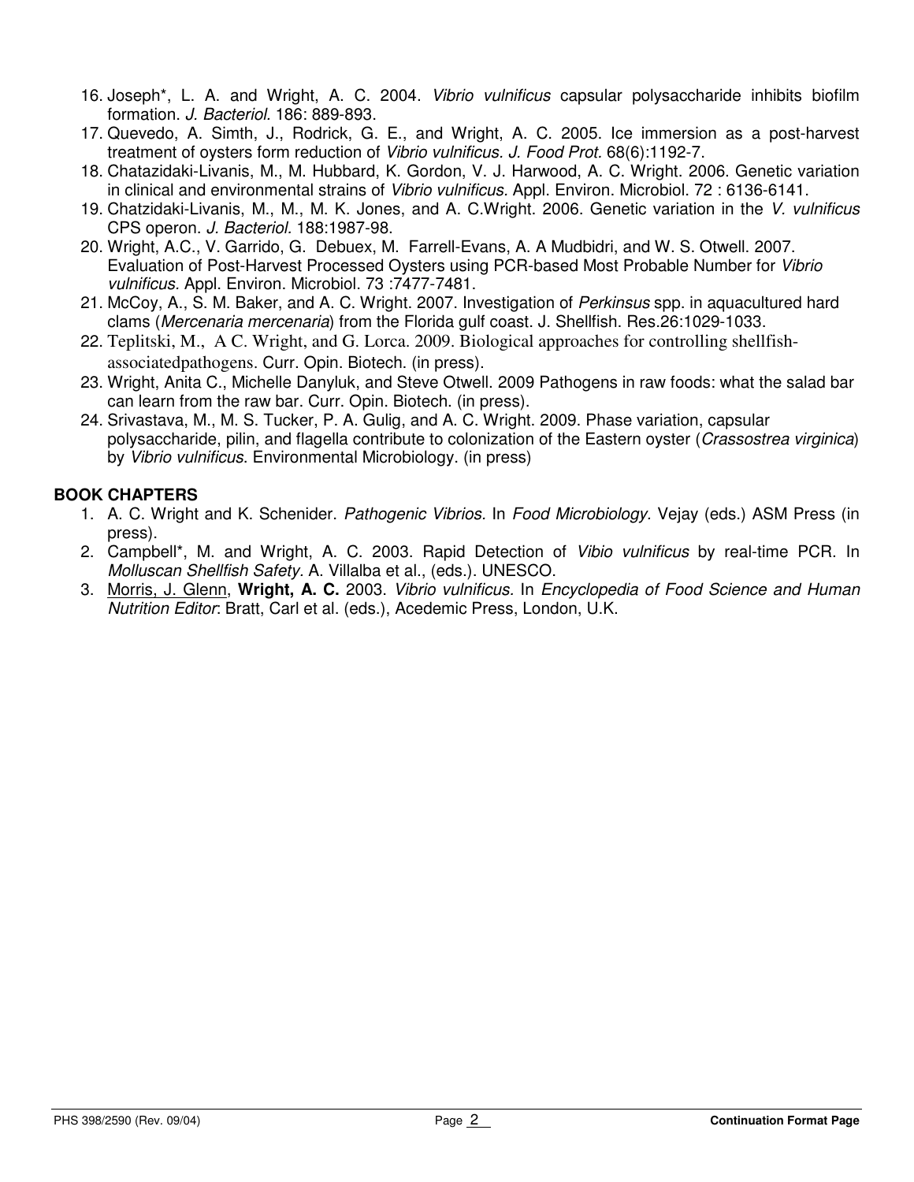16. Joseph*, L. A. and Wright, A. C. 2004. *Vibrio vulnificus* capsular polysaccharide inhibits biofilm formation. *J. Bacteriol.* 186: 889-893.
17. Quevedo, A. Simth, J., Rodrick, G. E., and Wright, A. C. 2005. Ice immersion as a post-harvest treatment of oysters form reduction of *Vibrio vulnificus. J. Food Prot.* 68(6):1192-7.
18. Chatazidaki-Livanis, M., M. Hubbard, K. Gordon, V. J. Harwood, A. C. Wright. 2006. Genetic variation in clinical and environmental strains of *Vibrio vulnificus.* Appl. Environ. Microbiol. 72 : 6136-6141.
19. Chatzidaki-Livanis, M., M., M. K. Jones, and A. C.Wright. 2006. Genetic variation in the *V. vulnificus* CPS operon. *J. Bacteriol.* 188:1987-98.
20. Wright, A.C., V. Garrido, G. Debuex, M. Farrell-Evans, A. A Mudbidri, and W. S. Otwell. 2007. Evaluation of Post-Harvest Processed Oysters using PCR-based Most Probable Number for *Vibrio vulnificus.* Appl. Environ. Microbiol. 73 :7477-7481.
21. McCoy, A., S. M. Baker, and A. C. Wright. 2007. Investigation of *Perkinsus* spp. in aquacultured hard clams (*Mercenaria mercenaria*) from the Florida gulf coast. J. Shellfish. Res.26:1029-1033.
22. Teplitski, M., A C. Wright, and G. Lorca. 2009. Biological approaches for controlling shellfish-associatedpathogens. Curr. Opin. Biotech. (in press).
23. Wright, Anita C., Michelle Danyluk, and Steve Otwell. 2009 Pathogens in raw foods: what the salad bar can learn from the raw bar. Curr. Opin. Biotech. (in press).
24. Srivastava, M., M. S. Tucker, P. A. Gulig, and A. C. Wright. 2009. Phase variation, capsular polysaccharide, pilin, and flagella contribute to colonization of the Eastern oyster (*Crassostrea virginica*) by *Vibrio vulnificus.* Environmental Microbiology. (in press)

## BOOK CHAPTERS

1. A. C. Wright and K. Schenider. *Pathogenic Vibrios.* In *Food Microbiology*. Vejay (eds.) ASM Press (in press).
2. Campbell*, M. and Wright, A. C. 2003. Rapid Detection of *Vibio vulnificus* by real-time PCR. In *Molluscan Shellfish Safety.* A. Villalba et al., (eds.). UNESCO.
3. Morris, J. Glenn, **Wright, A. C.** 2003. *Vibrio vulnificus.* In *Encyclopedia of Food Science and Human Nutrition Editor*: Bratt, Carl et al. (eds.), Acedemic Press, London, U.K.